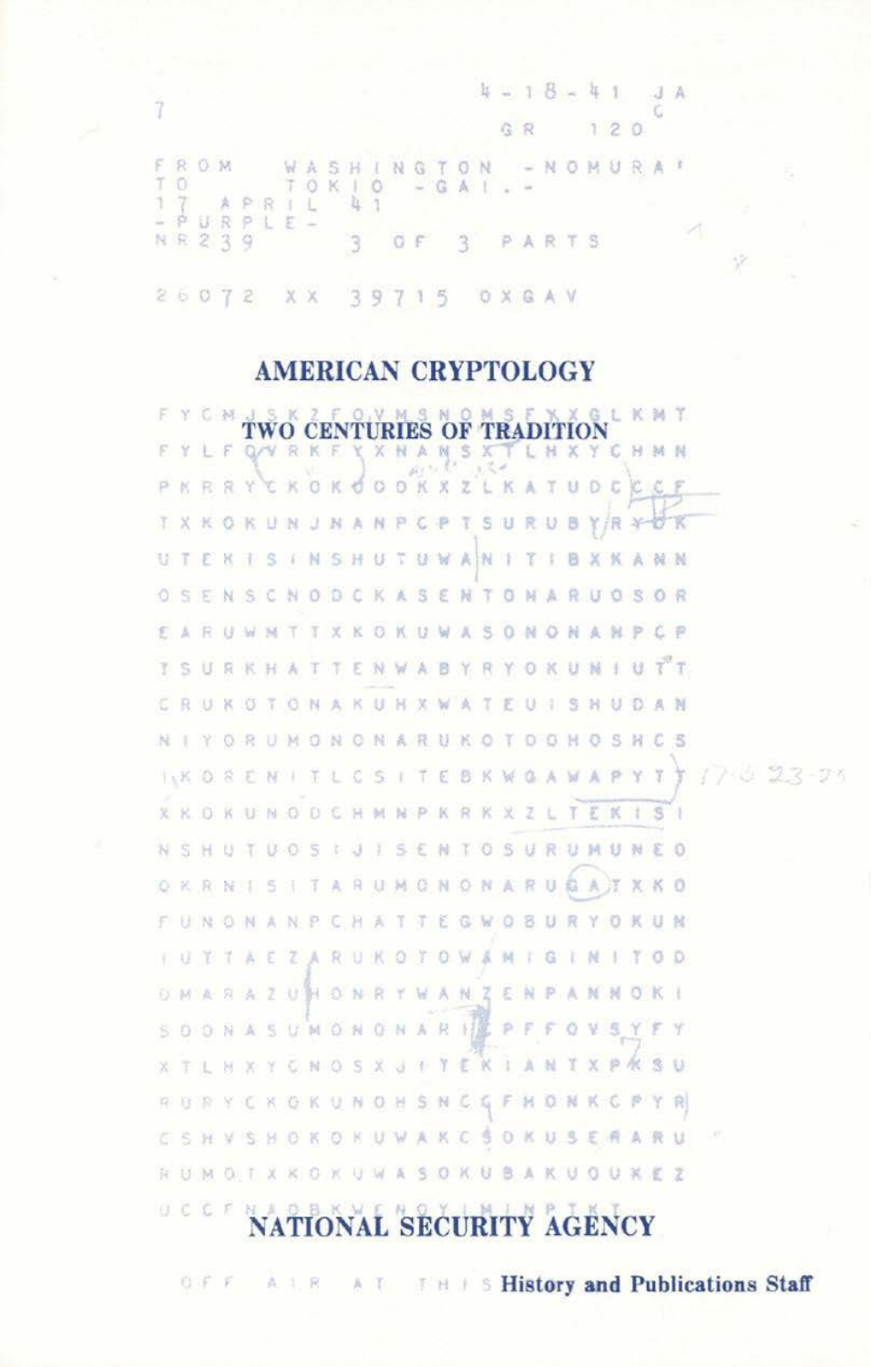# AMERICAN CRYPTOLOGY

## TWO CENTURIES OF TRADITION

# NATIONAL SECURITY AGENCY

**History and Publications Staff**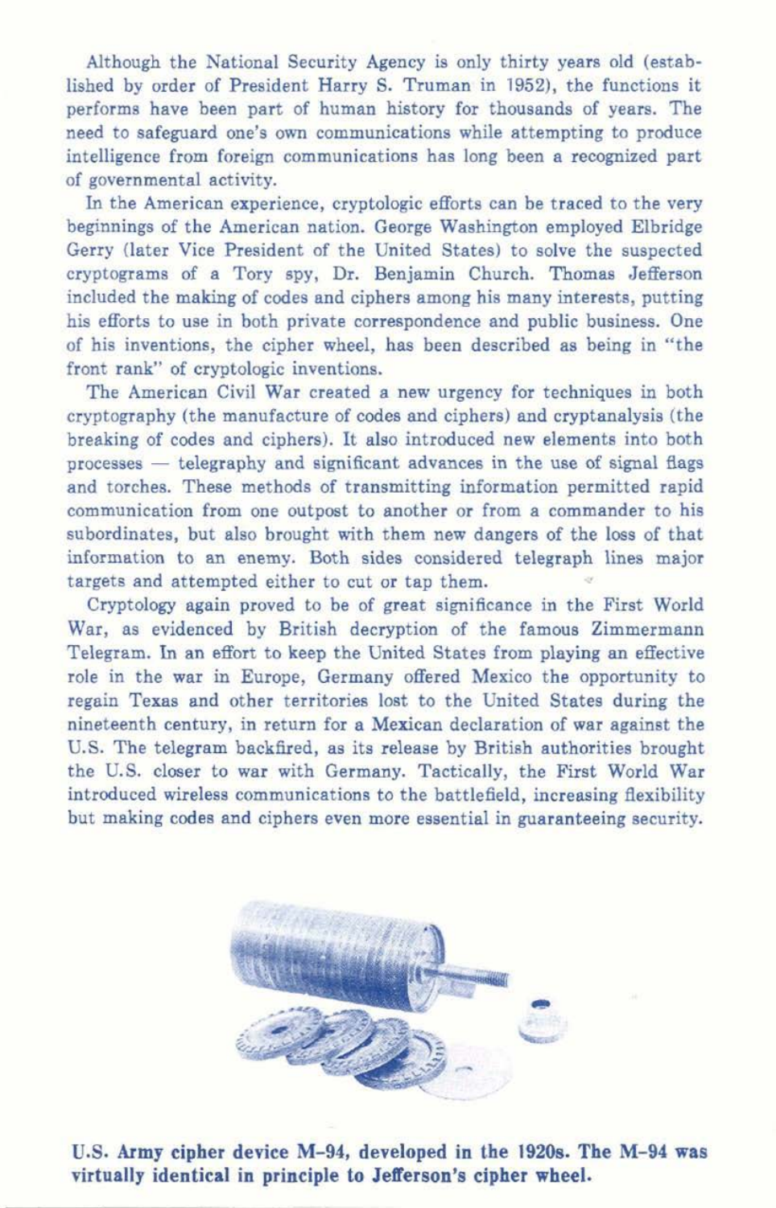Although the National Security Agency is only thirty years old (established by order of President Harry S. Truman in 1952), the functions it performs have been part of human history for thousands of years. The need to safeguard one's own communications while attempting to produce intelligence from foreign communications has long been a recognized part of governmental activity.

In the American experience, cryptologic efforts can be traced to the very beginnings of the American nation. George Washington employed Elbridge Gerry (later Vice President of the United States) to solve the suspected cryptograms of a Tory spy, Dr. Benjamin Church. Thomas Jefferson included the making of codes and ciphers among his many interests, putting his efforts to use in both private correspondence and public business. One of his inventions, the cipher wheel, has been described as being in "the front rank" of cryptologic inventions.

The American Civil War created a new urgency for techniques in both cryptography (the manufacture of codes and ciphers) and cryptanalysis (the breaking of codes and ciphers). It also introduced new elements into both processes — telegraphy and significant advances in the use of signal flags and torches. These methods of transmitting information permitted rapid communication from one outpost to another or from a commander to his subordinates, but also brought with them new dangers of the loss of that information to an enemy. Both sides considered telegraph lines major targets and attempted either to cut or tap them.

Cryptology again proved to be of great significance in the First World War, as evidenced by British decryption of the famous Zimmermann Telegram. In an effort to keep the United States from playing an effective role in the war in Europe, Germany offered Mexico the opportunity to regain Texas and other territories lost to the United States during the nineteenth century, in return for a Mexican declaration of war against the U.S. The telegram backfired, as its release by British authorities brought the U.S. closer to war with Germany. Tactically, the First World War introduced wireless communications to the battlefield, increasing flexibility but making codes and ciphers even more essential in guaranteeing security.

**U.S. Army cipher device M-94, developed in the 1920s. The M-94 was virtually identical in principle to Jefferson's cipher wheel.**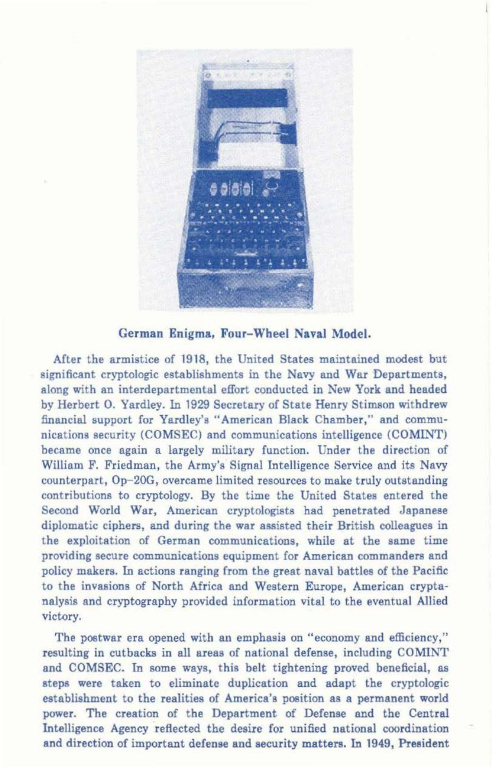**German Enigma, Four-Wheel Naval Model.**

After the armistice of 1918, the United States maintained modest but significant cryptologic establishments in the Navy and War Departments, along with an interdepartmental effort conducted in New York and headed by Herbert O. Yardley. In 1929 Secretary of State Henry Stimson withdrew financial support for Yardley's "American Black Chamber," and communications security (COMSEC) and communications intelligence (COMINT) became once again a largely military function. Under the direction of William F. Friedman, the Army's Signal Intelligence Service and its Navy counterpart, Op-20G, overcame limited resources to make truly outstanding contributions to cryptology. By the time the United States entered the Second World War, American cryptologists had penetrated Japanese diplomatic ciphers, and during the war assisted their British colleagues in the exploitation of German communications, while at the same time providing secure communications equipment for American commanders and policy makers. In actions ranging from the great naval battles of the Pacific to the invasions of North Africa and Western Europe, American cryptanalysis and cryptography provided information vital to the eventual Allied victory.

The postwar era opened with an emphasis on "economy and efficiency," resulting in cutbacks in all areas of national defense, including COMINT and COMSEC. In some ways, this belt tightening proved beneficial, as steps were taken to eliminate duplication and adapt the cryptologic establishment to the realities of America's position as a permanent world power. The creation of the Department of Defense and the Central Intelligence Agency reflected the desire for unified national coordination and direction of important defense and security matters. In 1949, President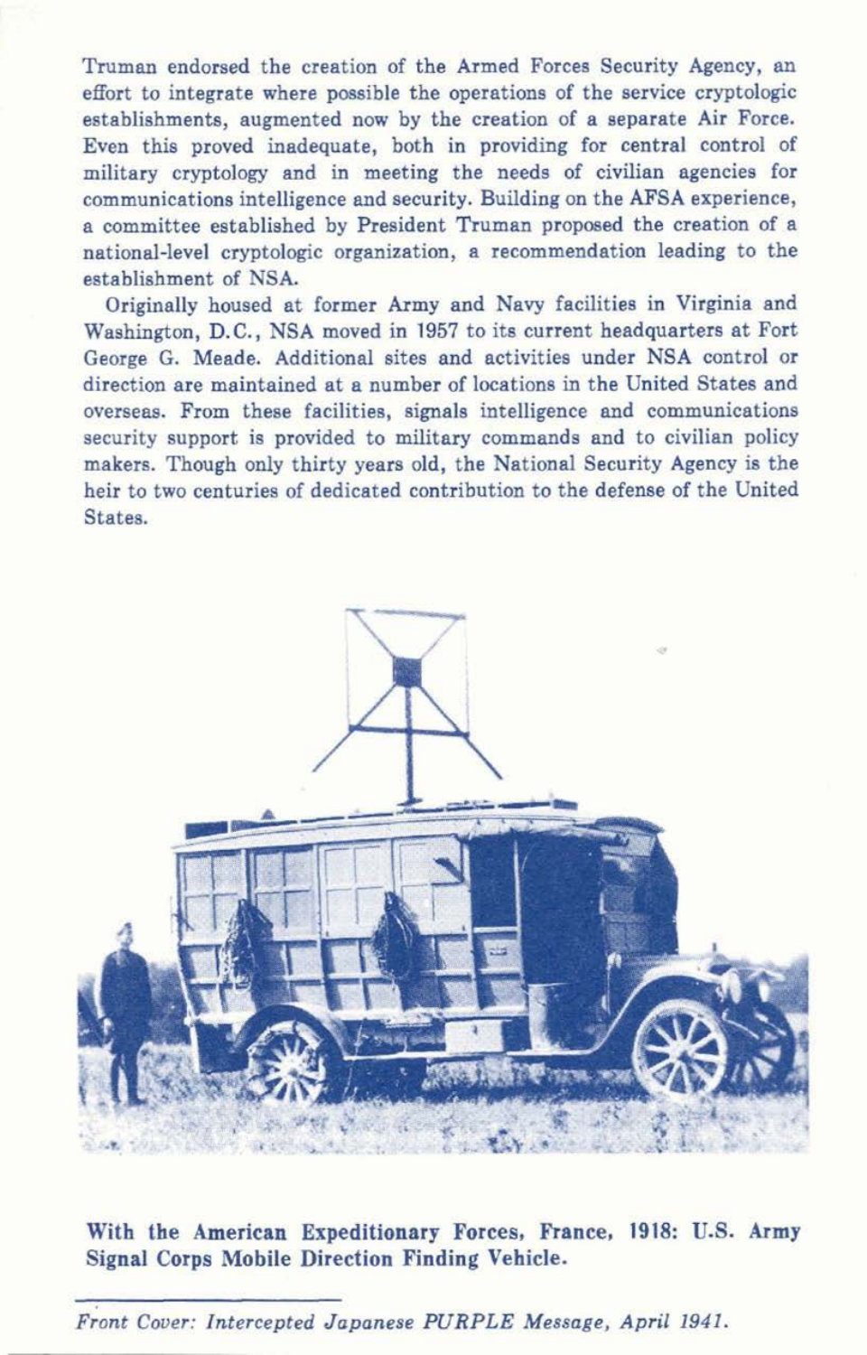Truman endorsed the creation of the Armed Forces Security Agency, an effort to integrate where possible the operations of the service cryptologic establishments, augmented now by the creation of a separate Air Force. Even this proved inadequate, both in providing for central control of military cryptology and in meeting the needs of civilian agencies for communications intelligence and security. Building on the AFSA experience, a committee established by President Truman proposed the creation of a national-level cryptologic organization, a recommendation leading to the establishment of NSA.

Originally housed at former Army and Navy facilities in Virginia and Washington, D.C., NSA moved in 1957 to its current headquarters at Fort George G. Meade. Additional sites and activities under NSA control or direction are maintained at a number of locations in the United States and overseas. From these facilities, signals intelligence and communications security support is provided to military commands and to civilian policy makers. Though only thirty years old, the National Security Agency is the heir to two centuries of dedicated contribution to the defense of the United States.

**With the American Expeditionary Forces, France, 1918: U.S. Army Signal Corps Mobile Direction Finding Vehicle.**

---

*Front Cover: Intercepted Japanese PURPLE Message, April 1941.*